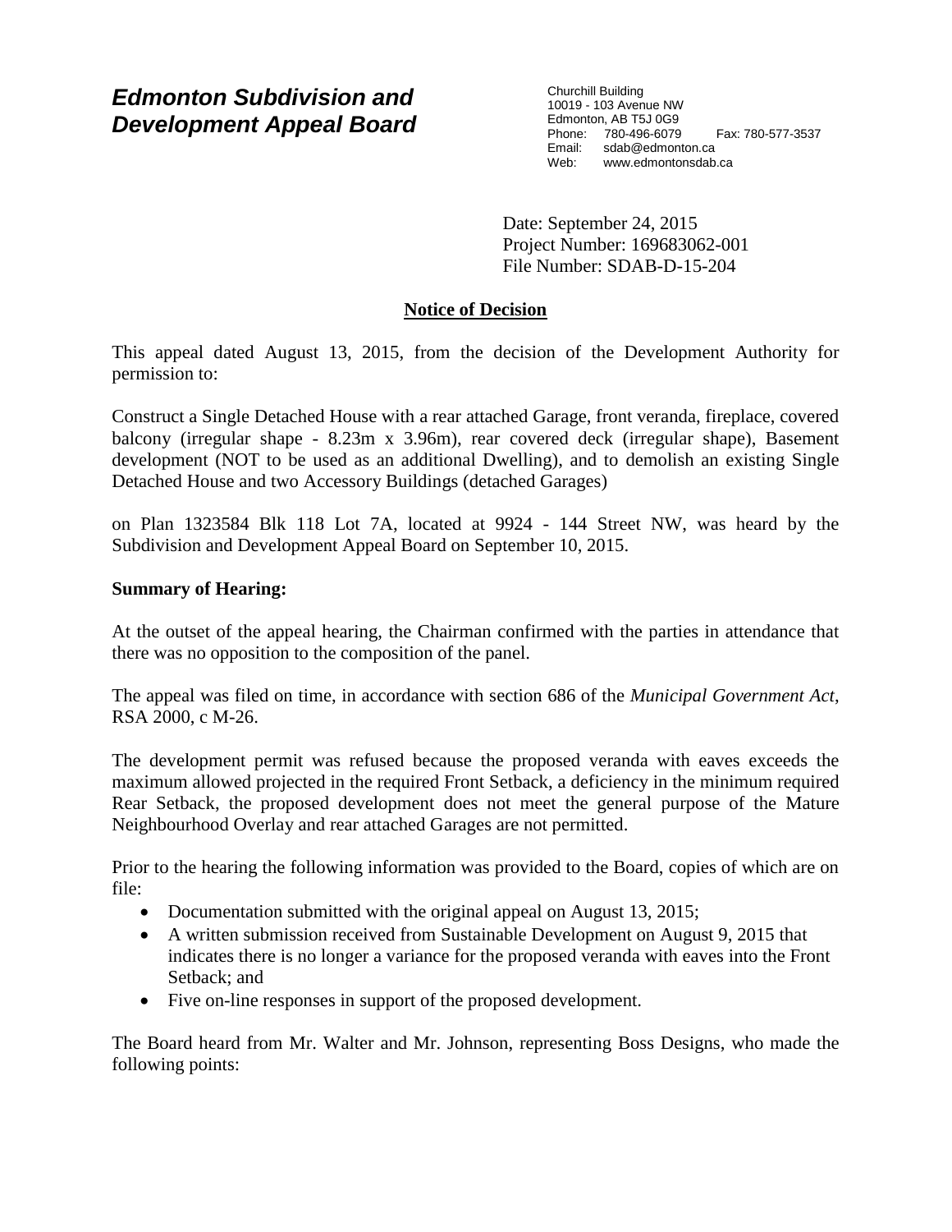# *Edmonton Subdivision and Development Appeal Board*

Churchill Building
10019 - 103 Avenue NW
Edmonton, AB T5J 0G9
Phone: 780-496-6079 Fax: 780-577-3537
Email: sdab@edmonton.ca
Web: www.edmontonsdab.ca

Date: September 24, 2015
Project Number: 169683062-001
File Number: SDAB-D-15-204

## Notice of Decision

This appeal dated August 13, 2015, from the decision of the Development Authority for permission to:

Construct a Single Detached House with a rear attached Garage, front veranda, fireplace, covered balcony (irregular shape - 8.23m x 3.96m), rear covered deck (irregular shape), Basement development (NOT to be used as an additional Dwelling), and to demolish an existing Single Detached House and two Accessory Buildings (detached Garages)

on Plan 1323584 Blk 118 Lot 7A, located at 9924 - 144 Street NW, was heard by the Subdivision and Development Appeal Board on September 10, 2015.

**Summary of Hearing:**

At the outset of the appeal hearing, the Chairman confirmed with the parties in attendance that there was no opposition to the composition of the panel.

The appeal was filed on time, in accordance with section 686 of the *Municipal Government Act*, RSA 2000, c M-26.

The development permit was refused because the proposed veranda with eaves exceeds the maximum allowed projected in the required Front Setback, a deficiency in the minimum required Rear Setback, the proposed development does not meet the general purpose of the Mature Neighbourhood Overlay and rear attached Garages are not permitted.

Prior to the hearing the following information was provided to the Board, copies of which are on file:

- Documentation submitted with the original appeal on August 13, 2015;
- A written submission received from Sustainable Development on August 9, 2015 that indicates there is no longer a variance for the proposed veranda with eaves into the Front Setback; and
- Five on-line responses in support of the proposed development.

The Board heard from Mr. Walter and Mr. Johnson, representing Boss Designs, who made the following points: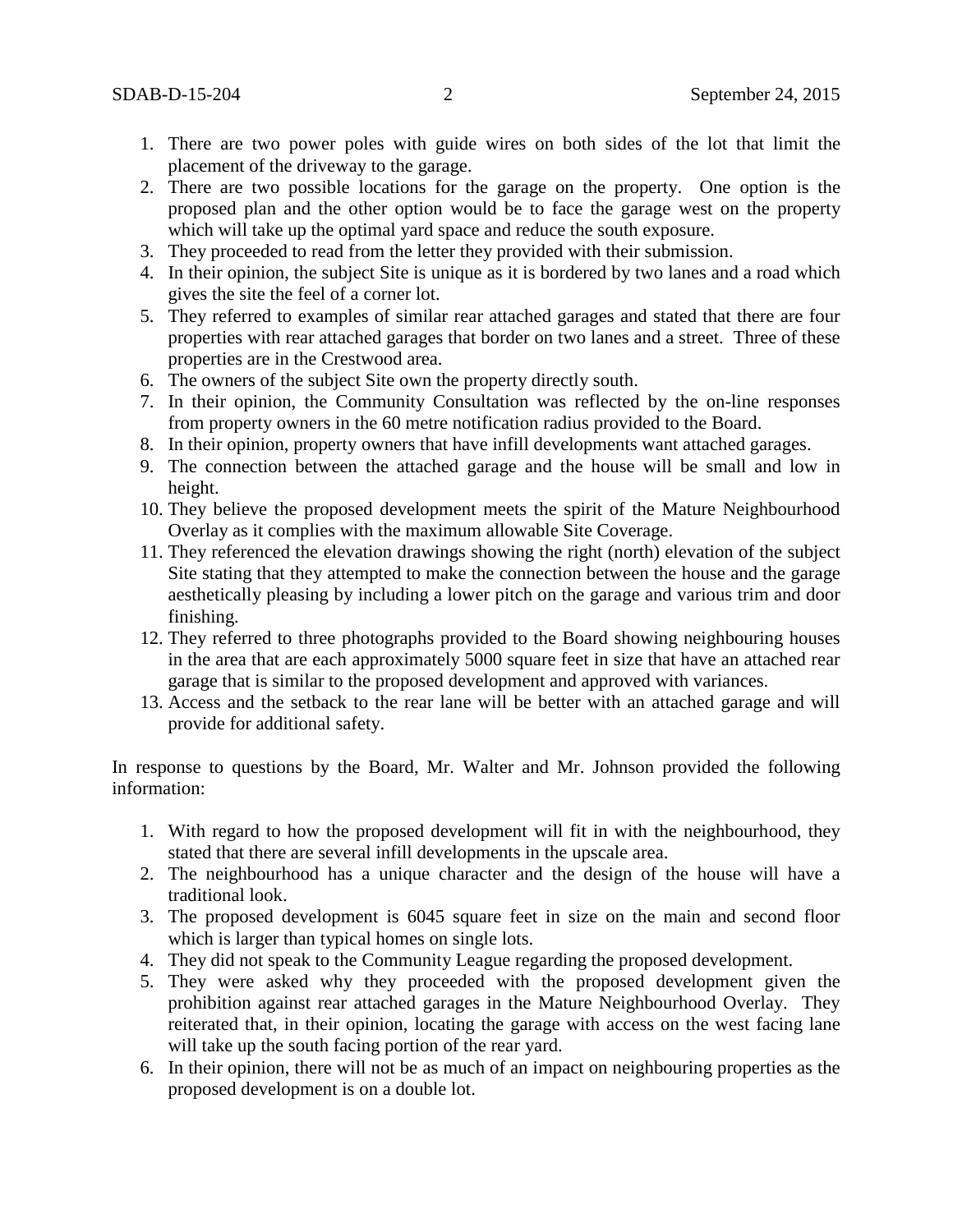1. There are two power poles with guide wires on both sides of the lot that limit the placement of the driveway to the garage.
2. There are two possible locations for the garage on the property. One option is the proposed plan and the other option would be to face the garage west on the property which will take up the optimal yard space and reduce the south exposure.
3. They proceeded to read from the letter they provided with their submission.
4. In their opinion, the subject Site is unique as it is bordered by two lanes and a road which gives the site the feel of a corner lot.
5. They referred to examples of similar rear attached garages and stated that there are four properties with rear attached garages that border on two lanes and a street. Three of these properties are in the Crestwood area.
6. The owners of the subject Site own the property directly south.
7. In their opinion, the Community Consultation was reflected by the on-line responses from property owners in the 60 metre notification radius provided to the Board.
8. In their opinion, property owners that have infill developments want attached garages.
9. The connection between the attached garage and the house will be small and low in height.
10. They believe the proposed development meets the spirit of the Mature Neighbourhood Overlay as it complies with the maximum allowable Site Coverage.
11. They referenced the elevation drawings showing the right (north) elevation of the subject Site stating that they attempted to make the connection between the house and the garage aesthetically pleasing by including a lower pitch on the garage and various trim and door finishing.
12. They referred to three photographs provided to the Board showing neighbouring houses in the area that are each approximately 5000 square feet in size that have an attached rear garage that is similar to the proposed development and approved with variances.
13. Access and the setback to the rear lane will be better with an attached garage and will provide for additional safety.

In response to questions by the Board, Mr. Walter and Mr. Johnson provided the following information:

1. With regard to how the proposed development will fit in with the neighbourhood, they stated that there are several infill developments in the upscale area.
2. The neighbourhood has a unique character and the design of the house will have a traditional look.
3. The proposed development is 6045 square feet in size on the main and second floor which is larger than typical homes on single lots.
4. They did not speak to the Community League regarding the proposed development.
5. They were asked why they proceeded with the proposed development given the prohibition against rear attached garages in the Mature Neighbourhood Overlay. They reiterated that, in their opinion, locating the garage with access on the west facing lane will take up the south facing portion of the rear yard.
6. In their opinion, there will not be as much of an impact on neighbouring properties as the proposed development is on a double lot.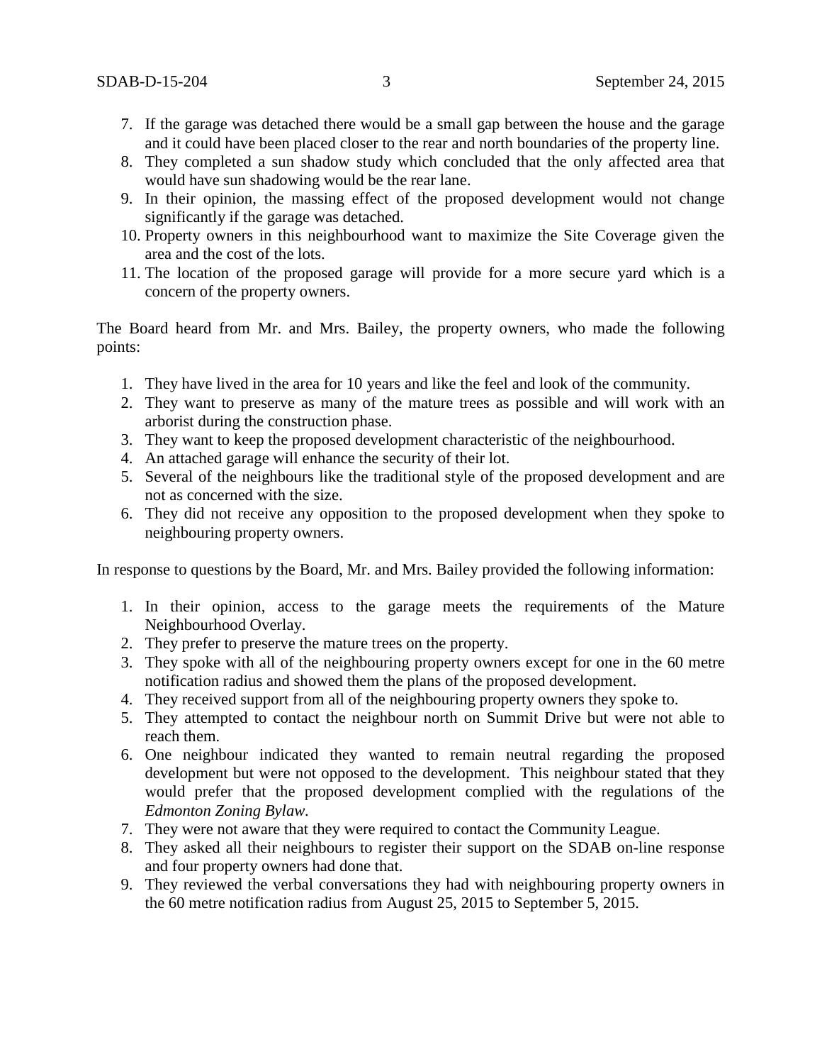7. If the garage was detached there would be a small gap between the house and the garage and it could have been placed closer to the rear and north boundaries of the property line.
8. They completed a sun shadow study which concluded that the only affected area that would have sun shadowing would be the rear lane.
9. In their opinion, the massing effect of the proposed development would not change significantly if the garage was detached.
10. Property owners in this neighbourhood want to maximize the Site Coverage given the area and the cost of the lots.
11. The location of the proposed garage will provide for a more secure yard which is a concern of the property owners.

The Board heard from Mr. and Mrs. Bailey, the property owners, who made the following points:

1. They have lived in the area for 10 years and like the feel and look of the community.
2. They want to preserve as many of the mature trees as possible and will work with an arborist during the construction phase.
3. They want to keep the proposed development characteristic of the neighbourhood.
4. An attached garage will enhance the security of their lot.
5. Several of the neighbours like the traditional style of the proposed development and are not as concerned with the size.
6. They did not receive any opposition to the proposed development when they spoke to neighbouring property owners.

In response to questions by the Board, Mr. and Mrs. Bailey provided the following information:

1. In their opinion, access to the garage meets the requirements of the Mature Neighbourhood Overlay.
2. They prefer to preserve the mature trees on the property.
3. They spoke with all of the neighbouring property owners except for one in the 60 metre notification radius and showed them the plans of the proposed development.
4. They received support from all of the neighbouring property owners they spoke to.
5. They attempted to contact the neighbour north on Summit Drive but were not able to reach them.
6. One neighbour indicated they wanted to remain neutral regarding the proposed development but were not opposed to the development. This neighbour stated that they would prefer that the proposed development complied with the regulations of the *Edmonton Zoning Bylaw.*
7. They were not aware that they were required to contact the Community League.
8. They asked all their neighbours to register their support on the SDAB on-line response and four property owners had done that.
9. They reviewed the verbal conversations they had with neighbouring property owners in the 60 metre notification radius from August 25, 2015 to September 5, 2015.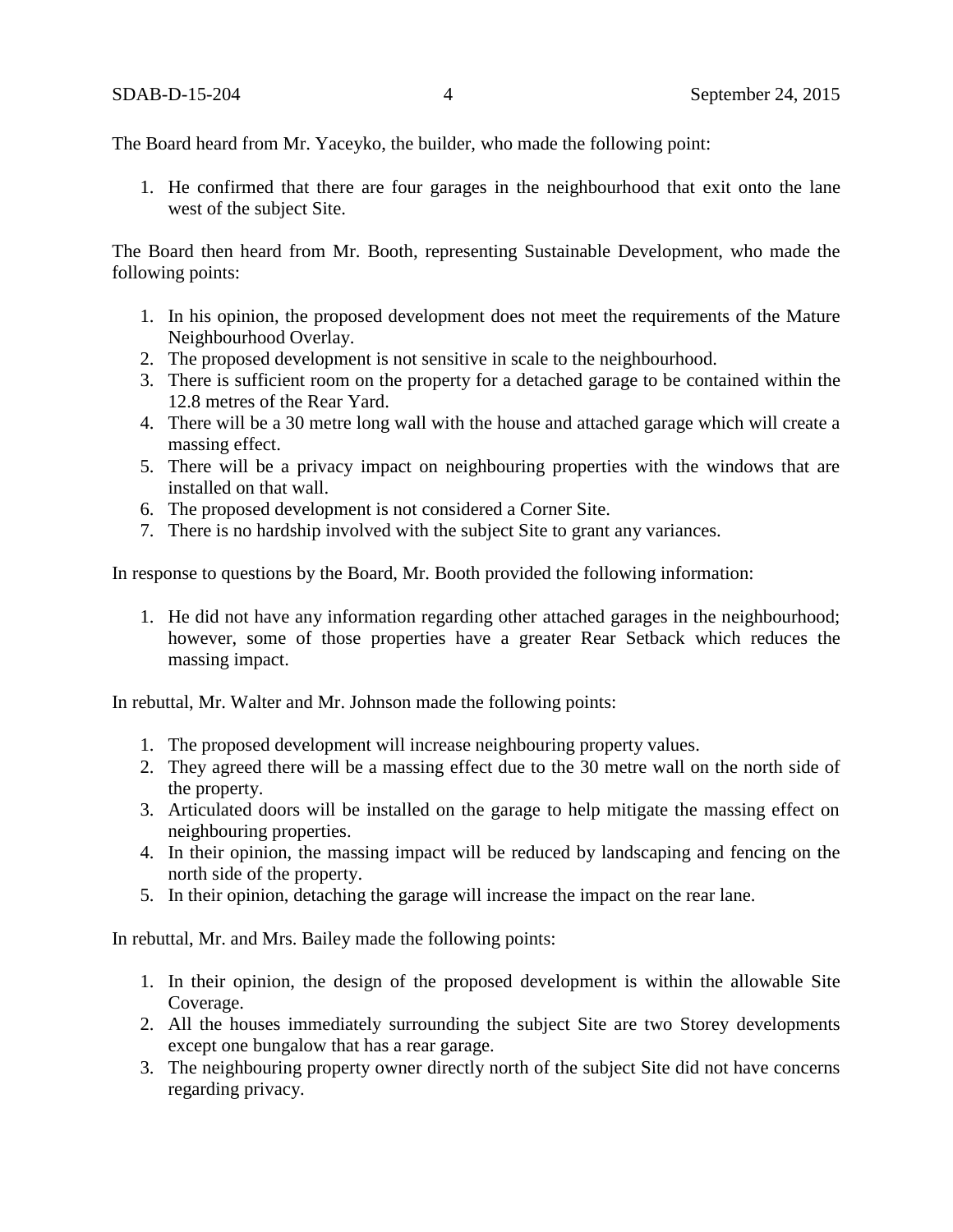The Board heard from Mr. Yaceyko, the builder, who made the following point:

1. He confirmed that there are four garages in the neighbourhood that exit onto the lane west of the subject Site.

The Board then heard from Mr. Booth, representing Sustainable Development, who made the following points:

1. In his opinion, the proposed development does not meet the requirements of the Mature Neighbourhood Overlay.
2. The proposed development is not sensitive in scale to the neighbourhood.
3. There is sufficient room on the property for a detached garage to be contained within the 12.8 metres of the Rear Yard.
4. There will be a 30 metre long wall with the house and attached garage which will create a massing effect.
5. There will be a privacy impact on neighbouring properties with the windows that are installed on that wall.
6. The proposed development is not considered a Corner Site.
7. There is no hardship involved with the subject Site to grant any variances.

In response to questions by the Board, Mr. Booth provided the following information:

1. He did not have any information regarding other attached garages in the neighbourhood; however, some of those properties have a greater Rear Setback which reduces the massing impact.

In rebuttal, Mr. Walter and Mr. Johnson made the following points:

1. The proposed development will increase neighbouring property values.
2. They agreed there will be a massing effect due to the 30 metre wall on the north side of the property.
3. Articulated doors will be installed on the garage to help mitigate the massing effect on neighbouring properties.
4. In their opinion, the massing impact will be reduced by landscaping and fencing on the north side of the property.
5. In their opinion, detaching the garage will increase the impact on the rear lane.

In rebuttal, Mr. and Mrs. Bailey made the following points:

1. In their opinion, the design of the proposed development is within the allowable Site Coverage.
2. All the houses immediately surrounding the subject Site are two Storey developments except one bungalow that has a rear garage.
3. The neighbouring property owner directly north of the subject Site did not have concerns regarding privacy.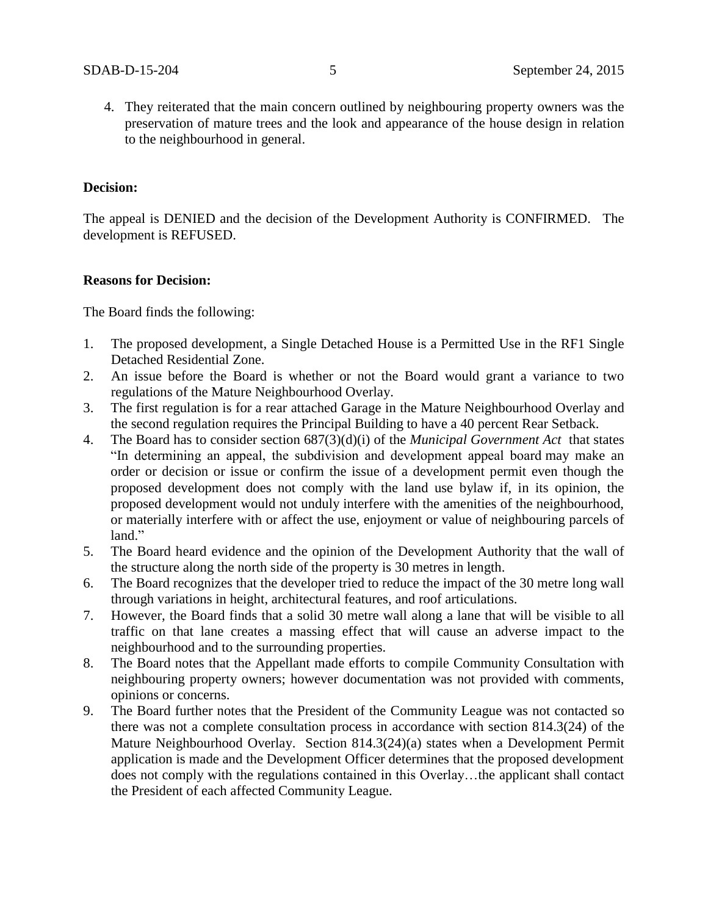4. They reiterated that the main concern outlined by neighbouring property owners was the preservation of mature trees and the look and appearance of the house design in relation to the neighbourhood in general.

**Decision:**

The appeal is DENIED and the decision of the Development Authority is CONFIRMED. The development is REFUSED.

**Reasons for Decision:**

The Board finds the following:

1. The proposed development, a Single Detached House is a Permitted Use in the RF1 Single Detached Residential Zone.
2. An issue before the Board is whether or not the Board would grant a variance to two regulations of the Mature Neighbourhood Overlay.
3. The first regulation is for a rear attached Garage in the Mature Neighbourhood Overlay and the second regulation requires the Principal Building to have a 40 percent Rear Setback.
4. The Board has to consider section 687(3)(d)(i) of the *Municipal Government Act* that states "In determining an appeal, the subdivision and development appeal board may make an order or decision or issue or confirm the issue of a development permit even though the proposed development does not comply with the land use bylaw if, in its opinion, the proposed development would not unduly interfere with the amenities of the neighbourhood, or materially interfere with or affect the use, enjoyment or value of neighbouring parcels of land."
5. The Board heard evidence and the opinion of the Development Authority that the wall of the structure along the north side of the property is 30 metres in length.
6. The Board recognizes that the developer tried to reduce the impact of the 30 metre long wall through variations in height, architectural features, and roof articulations.
7. However, the Board finds that a solid 30 metre wall along a lane that will be visible to all traffic on that lane creates a massing effect that will cause an adverse impact to the neighbourhood and to the surrounding properties.
8. The Board notes that the Appellant made efforts to compile Community Consultation with neighbouring property owners; however documentation was not provided with comments, opinions or concerns.
9. The Board further notes that the President of the Community League was not contacted so there was not a complete consultation process in accordance with section 814.3(24) of the Mature Neighbourhood Overlay. Section 814.3(24)(a) states when a Development Permit application is made and the Development Officer determines that the proposed development does not comply with the regulations contained in this Overlay…the applicant shall contact the President of each affected Community League.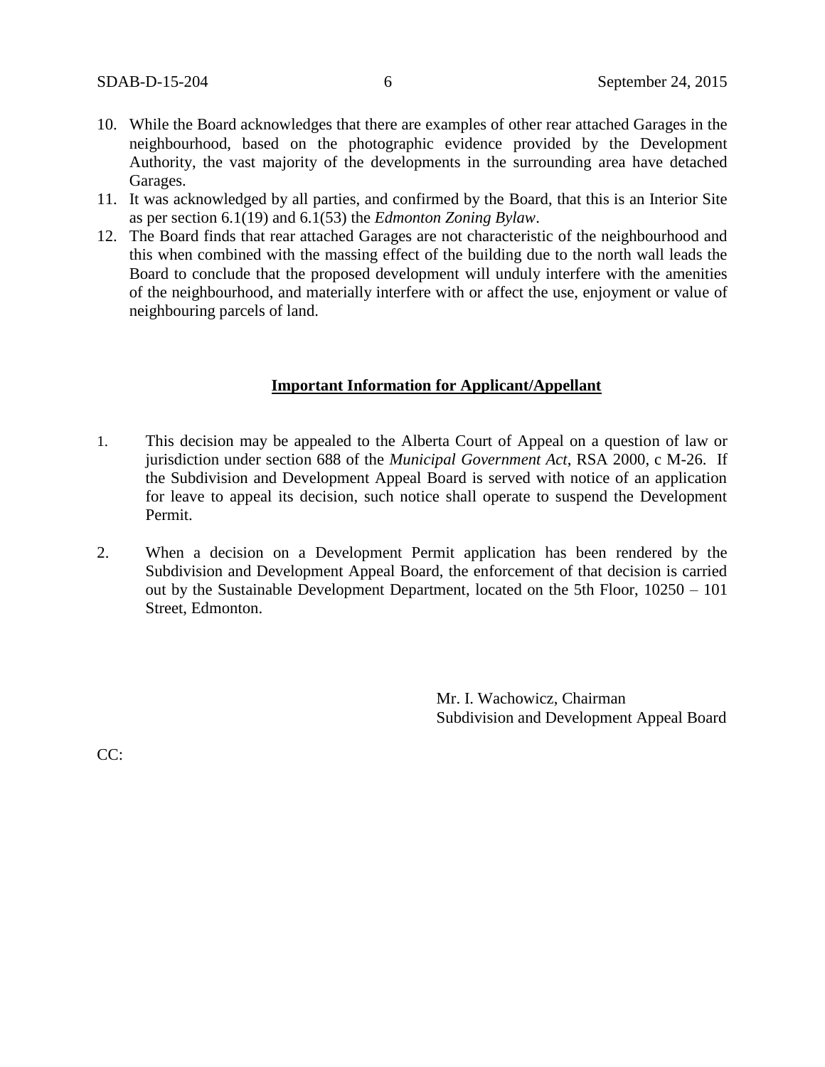10. While the Board acknowledges that there are examples of other rear attached Garages in the neighbourhood, based on the photographic evidence provided by the Development Authority, the vast majority of the developments in the surrounding area have detached Garages.
11. It was acknowledged by all parties, and confirmed by the Board, that this is an Interior Site as per section 6.1(19) and 6.1(53) the *Edmonton Zoning Bylaw*.
12. The Board finds that rear attached Garages are not characteristic of the neighbourhood and this when combined with the massing effect of the building due to the north wall leads the Board to conclude that the proposed development will unduly interfere with the amenities of the neighbourhood, and materially interfere with or affect the use, enjoyment or value of neighbouring parcels of land.

**Important Information for Applicant/Appellant**

1. This decision may be appealed to the Alberta Court of Appeal on a question of law or jurisdiction under section 688 of the *Municipal Government Act*, RSA 2000, c M-26. If the Subdivision and Development Appeal Board is served with notice of an application for leave to appeal its decision, such notice shall operate to suspend the Development Permit.

2. When a decision on a Development Permit application has been rendered by the Subdivision and Development Appeal Board, the enforcement of that decision is carried out by the Sustainable Development Department, located on the 5th Floor, 10250 – 101 Street, Edmonton.

Mr. I. Wachowicz, Chairman
Subdivision and Development Appeal Board

CC: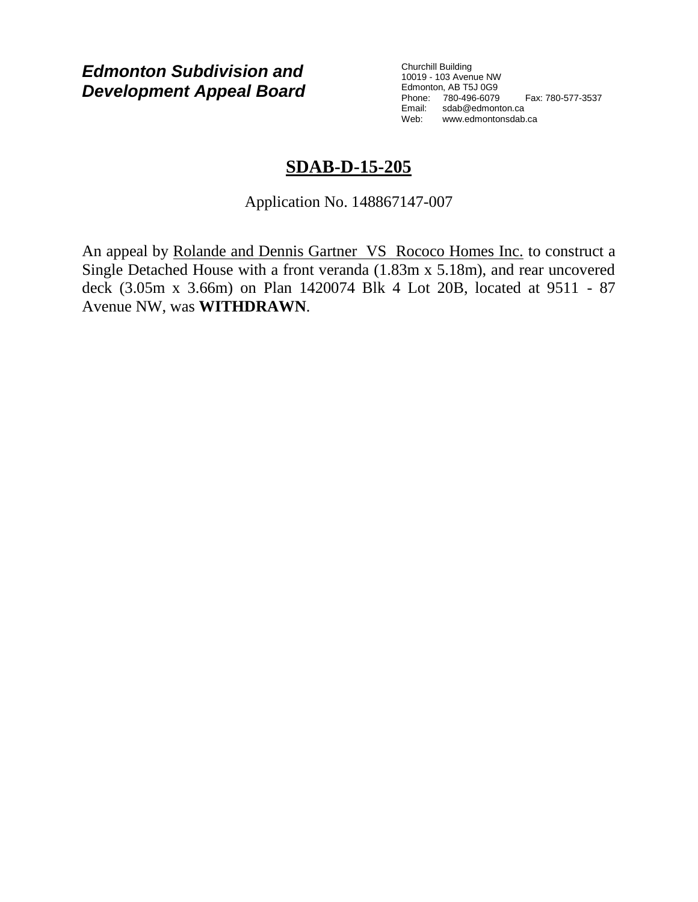***Edmonton Subdivision and Development Appeal Board***

Churchill Building
10019 - 103 Avenue NW
Edmonton, AB T5J 0G9
Phone: 780-496-6079 Fax: 780-577-3537
Email: sdab@edmonton.ca
Web: www.edmontonsdab.ca

# SDAB-D-15-205

Application No. 148867147-007

An appeal by Rolande and Dennis Gartner VS Rococo Homes Inc. to construct a Single Detached House with a front veranda (1.83m x 5.18m), and rear uncovered deck (3.05m x 3.66m) on Plan 1420074 Blk 4 Lot 20B, located at 9511 - 87 Avenue NW, was **WITHDRAWN**.